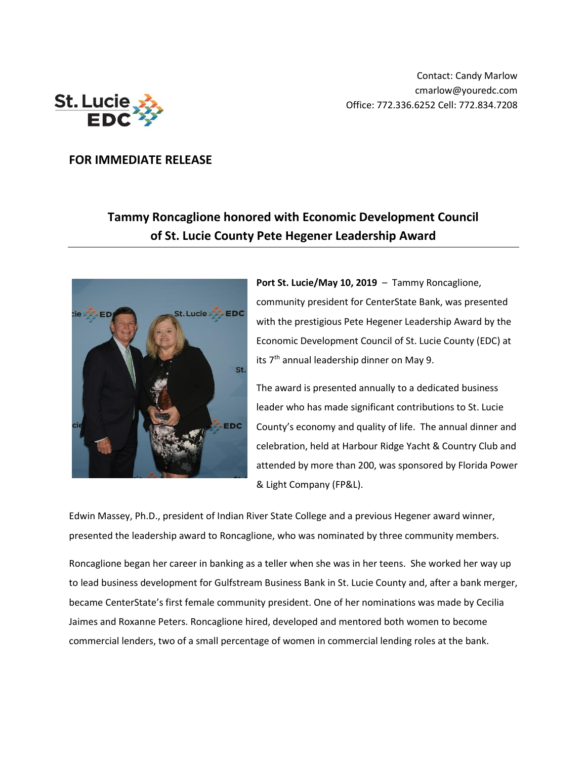Contact: Candy Marlow
cmarlow@youredc.com
Office: 772.336.6252 Cell: 772.834.7208

**FOR IMMEDIATE RELEASE**

## Tammy Roncaglione honored with Economic Development Council of St. Lucie County Pete Hegener Leadership Award

**Port St. Lucie/May 10, 2019** – Tammy Roncaglione, community president for CenterState Bank, was presented with the prestigious Pete Hegener Leadership Award by the Economic Development Council of St. Lucie County (EDC) at its 7th annual leadership dinner on May 9.

The award is presented annually to a dedicated business leader who has made significant contributions to St. Lucie County's economy and quality of life. The annual dinner and celebration, held at Harbour Ridge Yacht & Country Club and attended by more than 200, was sponsored by Florida Power & Light Company (FP&L).

Edwin Massey, Ph.D., president of Indian River State College and a previous Hegener award winner, presented the leadership award to Roncaglione, who was nominated by three community members.

Roncaglione began her career in banking as a teller when she was in her teens. She worked her way up to lead business development for Gulfstream Business Bank in St. Lucie County and, after a bank merger, became CenterState's first female community president. One of her nominations was made by Cecilia Jaimes and Roxanne Peters. Roncaglione hired, developed and mentored both women to become commercial lenders, two of a small percentage of women in commercial lending roles at the bank.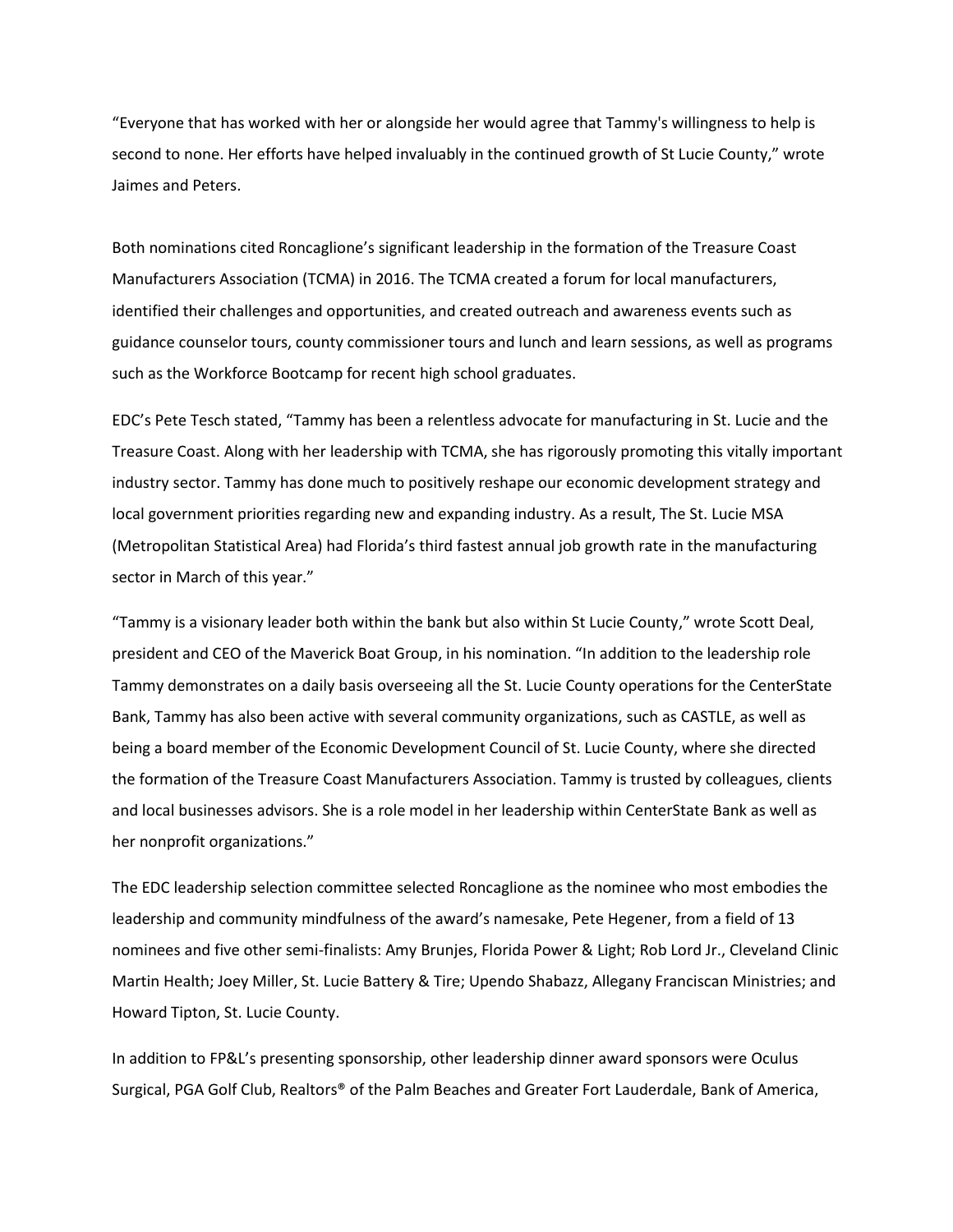"Everyone that has worked with her or alongside her would agree that Tammy's willingness to help is second to none. Her efforts have helped invaluably in the continued growth of St Lucie County," wrote Jaimes and Peters.

Both nominations cited Roncaglione's significant leadership in the formation of the Treasure Coast Manufacturers Association (TCMA) in 2016. The TCMA created a forum for local manufacturers, identified their challenges and opportunities, and created outreach and awareness events such as guidance counselor tours, county commissioner tours and lunch and learn sessions, as well as programs such as the Workforce Bootcamp for recent high school graduates.

EDC's Pete Tesch stated, "Tammy has been a relentless advocate for manufacturing in St. Lucie and the Treasure Coast. Along with her leadership with TCMA, she has rigorously promoting this vitally important industry sector. Tammy has done much to positively reshape our economic development strategy and local government priorities regarding new and expanding industry. As a result, The St. Lucie MSA (Metropolitan Statistical Area) had Florida's third fastest annual job growth rate in the manufacturing sector in March of this year."

"Tammy is a visionary leader both within the bank but also within St Lucie County," wrote Scott Deal, president and CEO of the Maverick Boat Group, in his nomination. "In addition to the leadership role Tammy demonstrates on a daily basis overseeing all the St. Lucie County operations for the CenterState Bank, Tammy has also been active with several community organizations, such as CASTLE, as well as being a board member of the Economic Development Council of St. Lucie County, where she directed the formation of the Treasure Coast Manufacturers Association. Tammy is trusted by colleagues, clients and local businesses advisors. She is a role model in her leadership within CenterState Bank as well as her nonprofit organizations."

The EDC leadership selection committee selected Roncaglione as the nominee who most embodies the leadership and community mindfulness of the award's namesake, Pete Hegener, from a field of 13 nominees and five other semi-finalists: Amy Brunjes, Florida Power & Light; Rob Lord Jr., Cleveland Clinic Martin Health; Joey Miller, St. Lucie Battery & Tire; Upendo Shabazz, Allegany Franciscan Ministries; and Howard Tipton, St. Lucie County.

In addition to FP&L's presenting sponsorship, other leadership dinner award sponsors were Oculus Surgical, PGA Golf Club, Realtors® of the Palm Beaches and Greater Fort Lauderdale, Bank of America,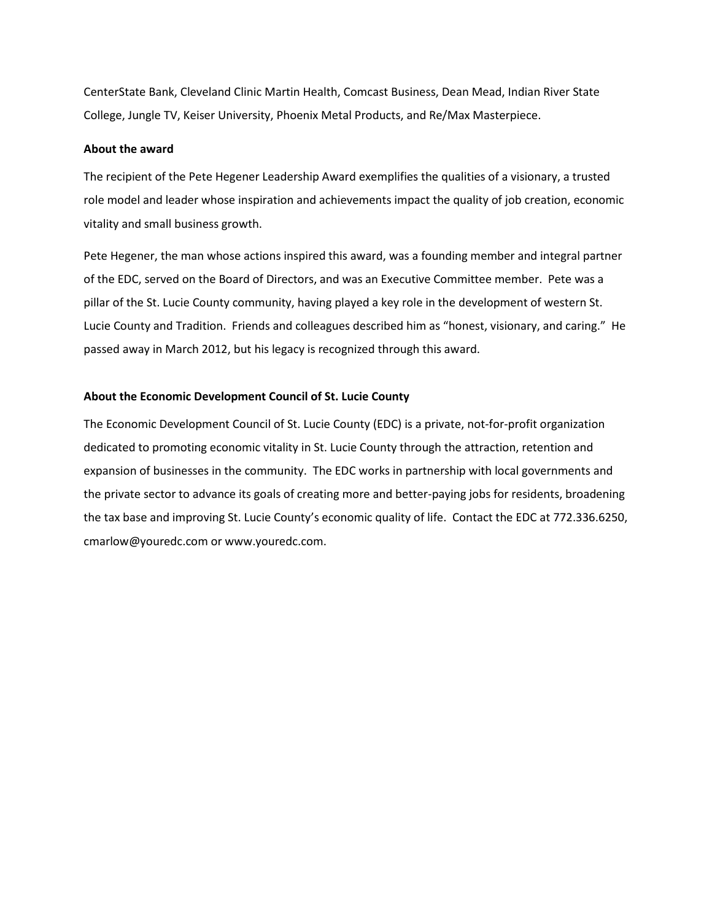CenterState Bank, Cleveland Clinic Martin Health, Comcast Business, Dean Mead, Indian River State College, Jungle TV, Keiser University, Phoenix Metal Products, and Re/Max Masterpiece.

**About the award**

The recipient of the Pete Hegener Leadership Award exemplifies the qualities of a visionary, a trusted role model and leader whose inspiration and achievements impact the quality of job creation, economic vitality and small business growth.

Pete Hegener, the man whose actions inspired this award, was a founding member and integral partner of the EDC, served on the Board of Directors, and was an Executive Committee member. Pete was a pillar of the St. Lucie County community, having played a key role in the development of western St. Lucie County and Tradition. Friends and colleagues described him as "honest, visionary, and caring." He passed away in March 2012, but his legacy is recognized through this award.

**About the Economic Development Council of St. Lucie County**

The Economic Development Council of St. Lucie County (EDC) is a private, not-for-profit organization dedicated to promoting economic vitality in St. Lucie County through the attraction, retention and expansion of businesses in the community. The EDC works in partnership with local governments and the private sector to advance its goals of creating more and better-paying jobs for residents, broadening the tax base and improving St. Lucie County's economic quality of life. Contact the EDC at 772.336.6250, cmarlow@youredc.com or www.youredc.com.